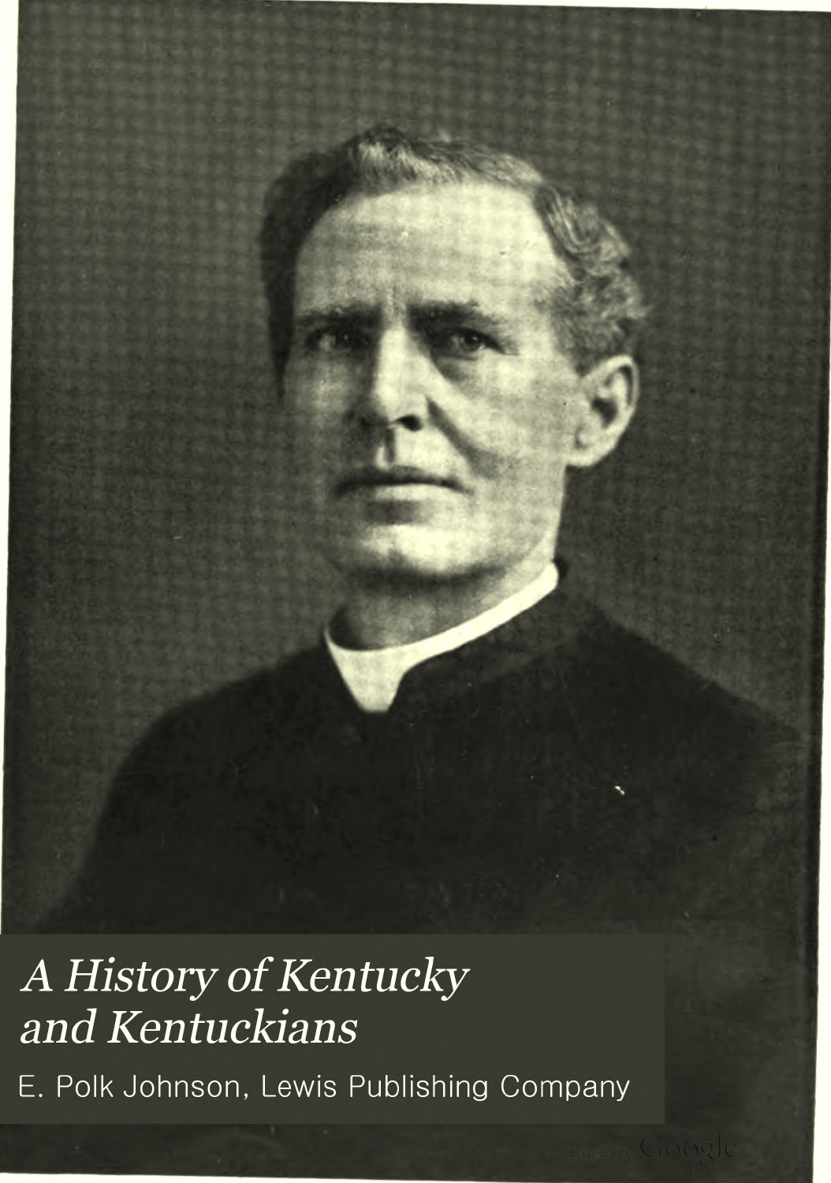*A History of Kentucky and Kentuckians*

E. Polk Johnson, Lewis Publishing Company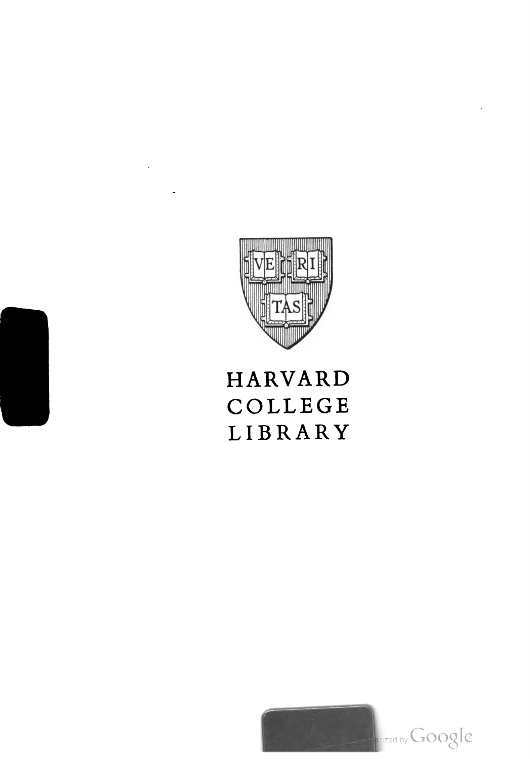VE RI TAS

HARVARD
COLLEGE
LIBRARY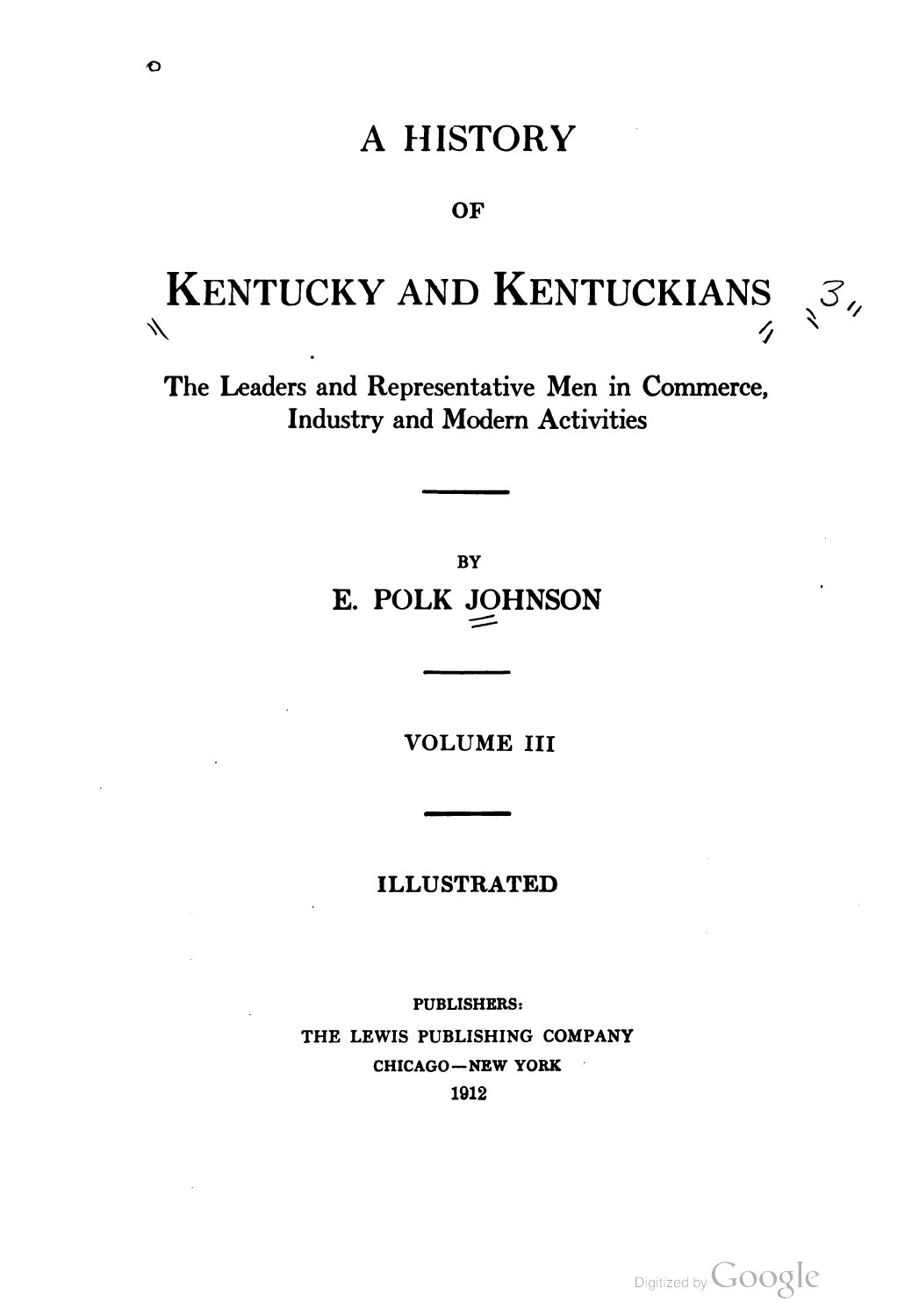# A HISTORY

OF

# KENTUCKY AND KENTUCKIANS

The Leaders and Representative Men in Commerce, Industry and Modern Activities

BY

E. POLK JOHNSON

VOLUME III

ILLUSTRATED

PUBLISHERS:
THE LEWIS PUBLISHING COMPANY
CHICAGO—NEW YORK
1912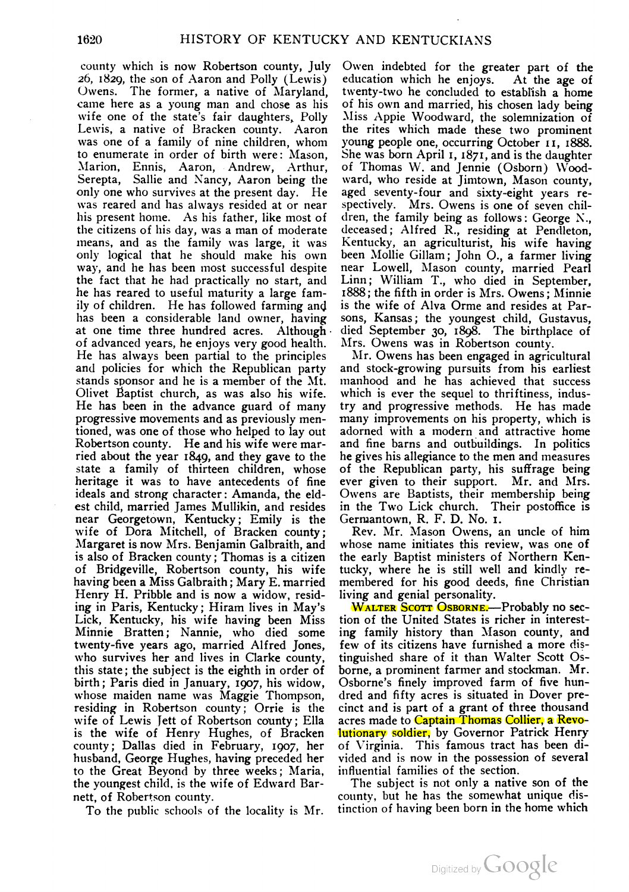county which is now Robertson county, July 26, 1829, the son of Aaron and Polly (Lewis) Owens. The former, a native of Maryland, came here as a young man and chose as his wife one of the state's fair daughters, Polly Lewis, a native of Bracken county. Aaron was one of a family of nine children, whom to enumerate in order of birth were: Mason, Marion, Ennis, Aaron, Andrew, Arthur, Serepta, Sallie and Nancy, Aaron being the only one who survives at the present day. He was reared and has always resided at or near his present home. As his father, like most of the citizens of his day, was a man of moderate means, and as the family was large, it was only logical that he should make his own way, and he has been most successful despite the fact that he had practically no start, and he has reared to useful maturity a large family of children. He has followed farming and has been a considerable land owner, having at one time three hundred acres. Although of advanced years, he enjoys very good health. He has always been partial to the principles and policies for which the Republican party stands sponsor and he is a member of the Mt. Olivet Baptist church, as was also his wife. He has been in the advance guard of many progressive movements and as previously mentioned, was one of those who helped to lay out Robertson county. He and his wife were married about the year 1849, and they gave to the state a family of thirteen children, whose heritage it was to have antecedents of fine ideals and strong character: Amanda, the eldest child, married James Mullikin, and resides near Georgetown, Kentucky; Emily is the wife of Dora Mitchell, of Bracken county; Margaret is now Mrs. Benjamin Galbraith, and is also of Bracken county; Thomas is a citizen of Bridgeville, Robertson county, his wife having been a Miss Galbraith; Mary E. married Henry H. Pribble and is now a widow, residing in Paris, Kentucky; Hiram lives in May's Lick, Kentucky, his wife having been Miss Minnie Bratten; Nannie, who died some twenty-five years ago, married Alfred Jones, who survives her and lives in Clarke county, this state; the subject is the eighth in order of birth; Paris died in January, 1907, his widow, whose maiden name was Maggie Thompson, residing in Robertson county; Orrie is the wife of Lewis Jett of Robertson county; Ella is the wife of Henry Hughes, of Bracken county; Dallas died in February, 1907, her husband, George Hughes, having preceded her to the Great Beyond by three weeks; Maria, the youngest child, is the wife of Edward Barnett, of Robertson county.

To the public schools of the locality is Mr. Owen indebted for the greater part of the education which he enjoys. At the age of twenty-two he concluded to establish a home of his own and married, his chosen lady being Miss Appie Woodward, the solemnization of the rites which made these two prominent young people one, occurring October 11, 1888. She was born April 1, 1871, and is the daughter of Thomas W. and Jennie (Osborn) Woodward, who reside at Jimtown, Mason county, aged seventy-four and sixty-eight years respectively. Mrs. Owens is one of seven children, the family being as follows: George N., deceased; Alfred R., residing at Pendleton, Kentucky, an agriculturist, his wife having been Mollie Gillam; John O., a farmer living near Lowell, Mason county, married Pearl Linn; William T., who died in September, 1888; the fifth in order is Mrs. Owens; Minnie is the wife of Alva Orme and resides at Parsons, Kansas; the youngest child, Gustavus, died September 30, 1898. The birthplace of Mrs. Owens was in Robertson county.

Mr. Owens has been engaged in agricultural and stock-growing pursuits from his earliest manhood and he has achieved that success which is ever the sequel to thriftiness, industry and progressive methods. He has made many improvements on his property, which is adorned with a modern and attractive home and fine barns and outbuildings. In politics he gives his allegiance to the men and measures of the Republican party, his suffrage being ever given to their support. Mr. and Mrs. Owens are Baptists, their membership being in the Two Lick church. Their postoffice is Germantown, R. F. D. No. 1.

Rev. Mr. Mason Owens, an uncle of him whose name initiates this review, was one of the early Baptist ministers of Northern Kentucky, where he is still well and kindly remembered for his good deeds, fine Christian living and genial personality.

**Walter Scott Osborne.**—Probably no section of the United States is richer in interesting family history than Mason county, and few of its citizens have furnished a more distinguished share of it than Walter Scott Osborne, a prominent farmer and stockman. Mr. Osborne's finely improved farm of five hundred and fifty acres is situated in Dover precinct and is part of a grant of three thousand acres made to Captain Thomas Collier, a Revolutionary soldier, by Governor Patrick Henry of Virginia. This famous tract has been divided and is now in the possession of several influential families of the section.

The subject is not only a native son of the county, but he has the somewhat unique distinction of having been born in the home which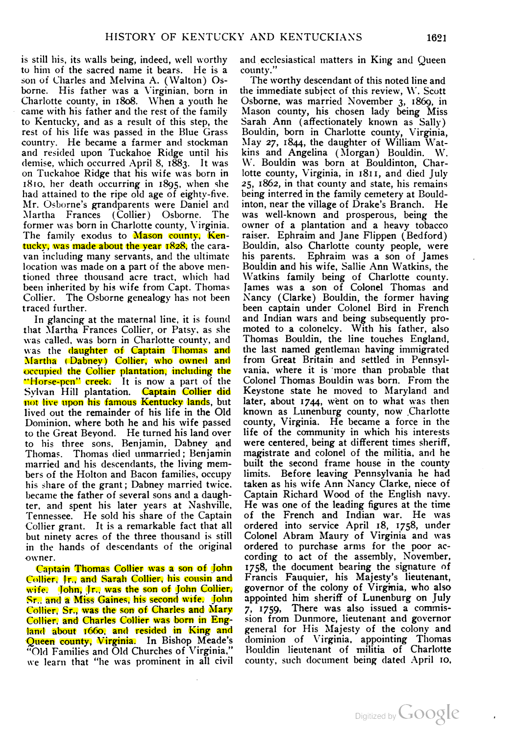is still his, its walls being, indeed, well worthy to him of the sacred name it bears. He is a son of Charles and Melvina A. (Walton) Osborne. His father was a Virginian, born in Charlotte county, in 1808. When a youth he came with his father and the rest of the family to Kentucky, and as a result of this step, the rest of his life was passed in the Blue Grass country. He became a farmer and stockman and resided upon Tuckahoe Ridge until his demise, which occurred April 8, 1883. It was on Tuckahoe Ridge that his wife was born in 1810, her death occurring in 1895, when she had attained to the ripe old age of eighty-five. Mr. Osborne's grandparents were Daniel and Martha Frances (Collier) Osborne. The former was born in Charlotte county, Virginia. The family exodus to Mason county, Kentucky, was made about the year 1828, the caravan including many servants, and the ultimate location was made on a part of the above mentioned three thousand acre tract, which had been inherited by his wife from Capt. Thomas Collier. The Osborne genealogy has not been traced further.

In glancing at the maternal line, it is found that Martha Frances Collier, or Patsy, as she was called, was born in Charlotte county, and was the daughter of Captain Thomas and Martha (Dabney) Collier, who owned and occupied the Collier plantation, including the "Horse-pen" creek. It is now a part of the Sylvan Hill plantation. Captain Collier did not live upon his famous Kentucky lands, but lived out the remainder of his life in the Old Dominion, where both he and his wife passed to the Great Beyond. He turned his land over to his three sons, Benjamin, Dabney and Thomas. Thomas died unmarried; Benjamin married and his descendants, the living members of the Holton and Bacon families, occupy his share of the grant; Dabney married twice, became the father of several sons and a daughter, and spent his later years at Nashville, Tennessee. He sold his share of the Captain Collier grant. It is a remarkable fact that all but ninety acres of the three thousand is still in the hands of descendants of the original owner.

Captain Thomas Collier was a son of John Collier, Jr., and Sarah Collier, his cousin and wife. John, Jr., was the son of John Collier, Sr., and a Miss Gaines, his second wife. John Collier, Sr., was the son of Charles and Mary Collier, and Charles Collier was born in England about 1660, and resided in King and Queen county, Virginia. In Bishop Meade's "Old Families and Old Churches of Virginia," we learn that "he was prominent in all civil and ecclesiastical matters in King and Queen county."

The worthy descendant of this noted line and the immediate subject of this review, W. Scott Osborne, was married November 3, 1869, in Mason county, his chosen lady being Miss Sarah Ann (affectionately known as Sally) Bouldin, born in Charlotte county, Virginia, May 27, 1844, the daughter of William Watkins and Angelina (Morgan) Bouldin. W. W. Bouldin was born at Bouldinton, Charlotte county, Virginia, in 1811, and died July 25, 1862, in that county and state, his remains being interred in the family cemetery at Bouldinton, near the village of Drake's Branch. He was well-known and prosperous, being the owner of a plantation and a heavy tobacco raiser. Ephraim and Jane Flippen (Bedford) Bouldin, also Charlotte county people, were his parents. Ephraim was a son of James Bouldin and his wife, Sallie Ann Watkins, the Watkins family being of Charlotte county. James was a son of Colonel Thomas and Nancy (Clarke) Bouldin, the former having been captain under Colonel Bird in French and Indian wars and being subsequently promoted to a colonelcy. With his father, also Thomas Bouldin, the line touches England, the last named gentleman having immigrated from Great Britain and settled in Pennsylvania, where it is more than probable that Colonel Thomas Bouldin was born. From the Keystone state he moved to Maryland and later, about 1744, went on to what was then known as Lunenburg county, now Charlotte county, Virginia. He became a force in the life of the community in which his interests were centered, being at different times sheriff, magistrate and colonel of the militia, and he built the second frame house in the county limits. Before leaving Pennsylvania he had taken as his wife Ann Nancy Clarke, niece of Captain Richard Wood of the English navy. He was one of the leading figures at the time of the French and Indian war. He was ordered into service April 18, 1758, under Colonel Abram Maury of Virginia and was ordered to purchase arms for the poor according to act of the assembly, November, 1758, the document bearing the signature of Francis Fauquier, his Majesty's lieutenant, governor of the colony of Virginia, who also appointed him sheriff of Lunenburg on July 7, 1759. There was also issued a commission from Dunmore, lieutenant and governor general for His Majesty of the colony and dominion of Virginia, appointing Thomas Bouldin lieutenant of militia of Charlotte county, such document being dated April 10,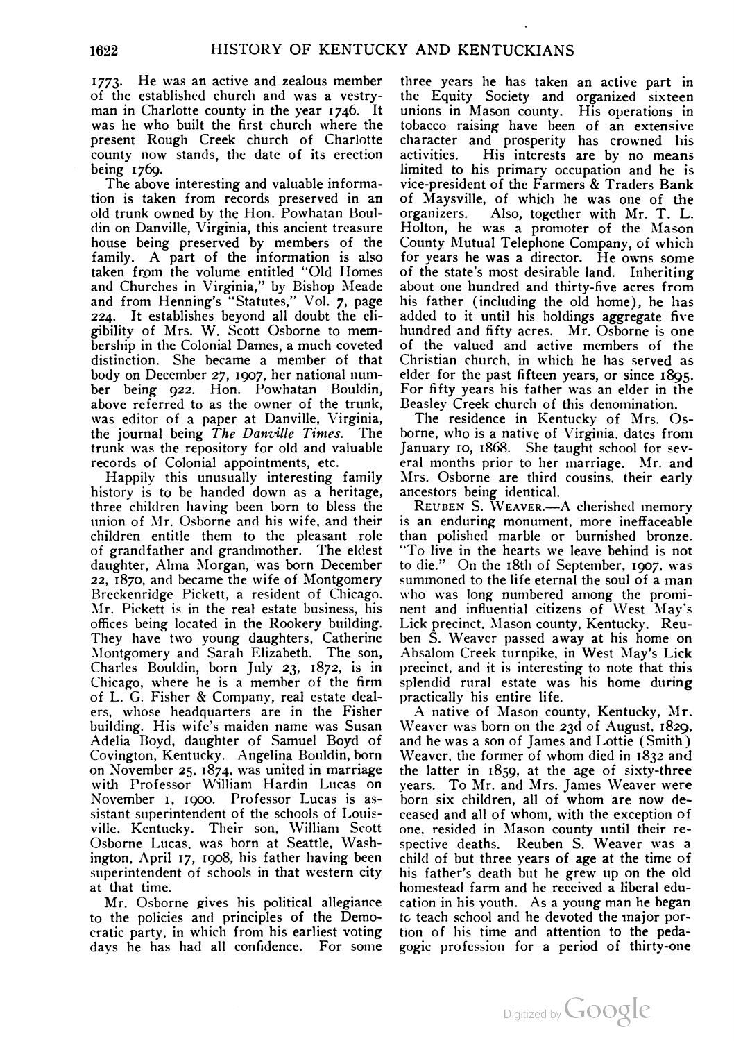1773. He was an active and zealous member of the established church and was a vestryman in Charlotte county in the year 1746. It was he who built the first church where the present Rough Creek church of Charlotte county now stands, the date of its erection being 1769.

The above interesting and valuable information is taken from records preserved in an old trunk owned by the Hon. Powhatan Bouldin on Danville, Virginia, this ancient treasure house being preserved by members of the family. A part of the information is also taken from the volume entitled "Old Homes and Churches in Virginia," by Bishop Meade and from Henning's "Statutes," Vol. 7, page 224. It establishes beyond all doubt the eligibility of Mrs. W. Scott Osborne to membership in the Colonial Dames, a much coveted distinction. She became a member of that body on December 27, 1907, her national number being 922. Hon. Powhatan Bouldin, above referred to as the owner of the trunk, was editor of a paper at Danville, Virginia, the journal being *The Danville Times*. The trunk was the repository for old and valuable records of Colonial appointments, etc.

Happily this unusually interesting family history is to be handed down as a heritage, three children having been born to bless the union of Mr. Osborne and his wife, and their children entitle them to the pleasant role of grandfather and grandmother. The eldest daughter, Alma Morgan, was born December 22, 1870, and became the wife of Montgomery Breckenridge Pickett, a resident of Chicago. Mr. Pickett is in the real estate business, his offices being located in the Rookery building. They have two young daughters, Catherine Montgomery and Sarah Elizabeth. The son, Charles Bouldin, born July 23, 1872, is in Chicago, where he is a member of the firm of L. G. Fisher & Company, real estate dealers, whose headquarters are in the Fisher building. His wife's maiden name was Susan Adelia Boyd, daughter of Samuel Boyd of Covington, Kentucky. Angelina Bouldin, born on November 25, 1874, was united in marriage with Professor William Hardin Lucas on November 1, 1900. Professor Lucas is assistant superintendent of the schools of Louisville, Kentucky. Their son, William Scott Osborne Lucas, was born at Seattle, Washington, April 17, 1908, his father having been superintendent of schools in that western city at that time.

Mr. Osborne gives his political allegiance to the policies and principles of the Democratic party, in which from his earliest voting days he has had all confidence. For some three years he has taken an active part in the Equity Society and organized sixteen unions in Mason county. His operations in tobacco raising have been of an extensive character and prosperity has crowned his activities. His interests are by no means limited to his primary occupation and he is vice-president of the Farmers & Traders Bank of Maysville, of which he was one of the organizers. Also, together with Mr. T. L. Holton, he was a promoter of the Mason County Mutual Telephone Company, of which for years he was a director. He owns some of the state's most desirable land. Inheriting about one hundred and thirty-five acres from his father (including the old home), he has added to it until his holdings aggregate five hundred and fifty acres. Mr. Osborne is one of the valued and active members of the Christian church, in which he has served as elder for the past fifteen years, or since 1895. For fifty years his father was an elder in the Beasley Creek church of this denomination.

The residence in Kentucky of Mrs. Osborne, who is a native of Virginia, dates from January 10, 1868. She taught school for several months prior to her marriage. Mr. and Mrs. Osborne are third cousins, their early ancestors being identical.

Reuben S. Weaver.—A cherished memory is an enduring monument, more ineffaceable than polished marble or burnished bronze. "To live in the hearts we leave behind is not to die." On the 18th of September, 1907, was summoned to the life eternal the soul of a man who was long numbered among the prominent and influential citizens of West May's Lick precinct, Mason county, Kentucky. Reuben S. Weaver passed away at his home on Absalom Creek turnpike, in West May's Lick precinct, and it is interesting to note that this splendid rural estate was his home during practically his entire life.

A native of Mason county, Kentucky, Mr. Weaver was born on the 23d of August, 1829, and he was a son of James and Lottie (Smith) Weaver, the former of whom died in 1832 and the latter in 1859, at the age of sixty-three years. To Mr. and Mrs. James Weaver were born six children, all of whom are now deceased and all of whom, with the exception of one, resided in Mason county until their respective deaths. Reuben S. Weaver was a child of but three years of age at the time of his father's death but he grew up on the old homestead farm and he received a liberal education in his youth. As a young man he began to teach school and he devoted the major portion of his time and attention to the pedagogic profession for a period of thirty-one